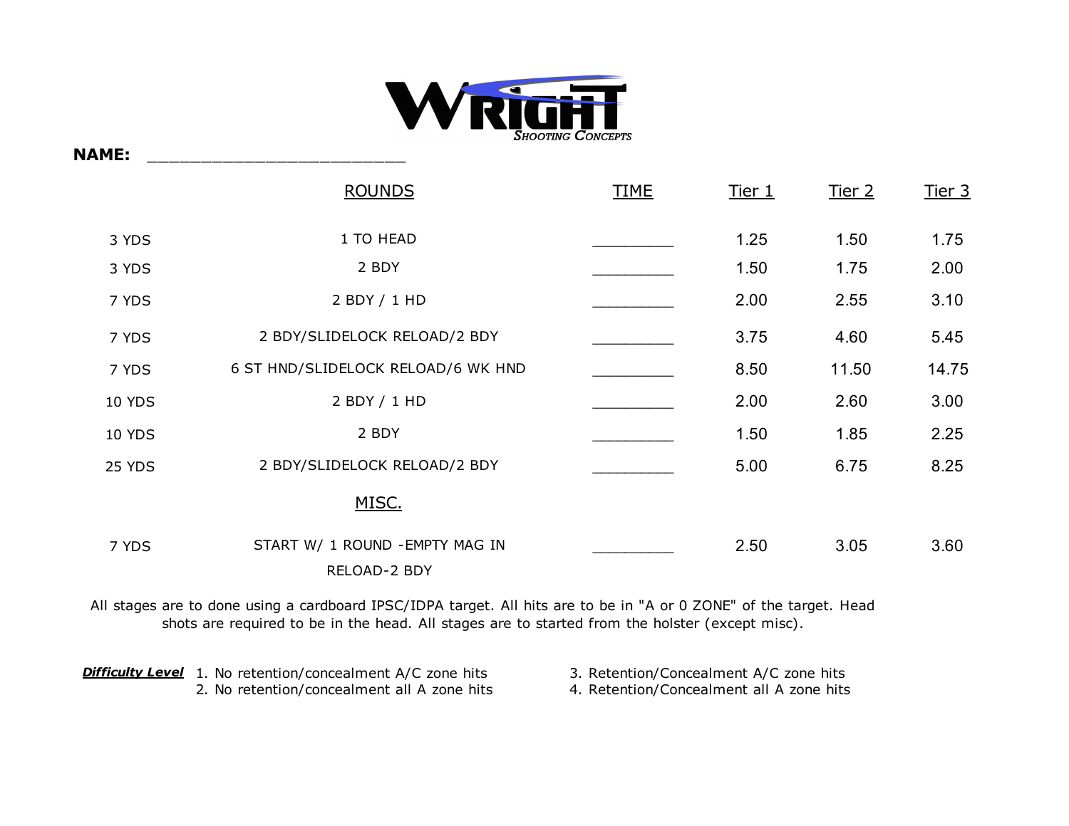# WRIGHT
*Shooting Concepts*

**NAME:** _________________________

| | ROUNDS | TIME | Tier 1 | Tier 2 | Tier 3 |
|---|---|---|---|---|---|
| 3 YDS | 1 TO HEAD | _________ | 1.25 | 1.50 | 1.75 |
| 3 YDS | 2 BDY | _________ | 1.50 | 1.75 | 2.00 |
| 7 YDS | 2 BDY / 1 HD | _________ | 2.00 | 2.55 | 3.10 |
| 7 YDS | 2 BDY/SLIDELOCK RELOAD/2 BDY | _________ | 3.75 | 4.60 | 5.45 |
| 7 YDS | 6 ST HND/SLIDELOCK RELOAD/6 WK HND | _________ | 8.50 | 11.50 | 14.75 |
| 10 YDS | 2 BDY / 1 HD | _________ | 2.00 | 2.60 | 3.00 |
| 10 YDS | 2 BDY | _________ | 1.50 | 1.85 | 2.25 |
| 25 YDS | 2 BDY/SLIDELOCK RELOAD/2 BDY | _________ | 5.00 | 6.75 | 8.25 |
| | MISC. | | | | |
| 7 YDS | START W/ 1 ROUND -EMPTY MAG IN RELOAD-2 BDY | _________ | 2.50 | 3.05 | 3.60 |

All stages are to done using a cardboard IPSC/IDPA target. All hits are to be in "A or 0 ZONE" of the target. Head shots are required to be in the head. All stages are to started from the holster (except misc).

***Difficulty Level***
1. No retention/concealment A/C zone hits
2. No retention/concealment all A zone hits
3. Retention/Concealment A/C zone hits
4. Retention/Concealment all A zone hits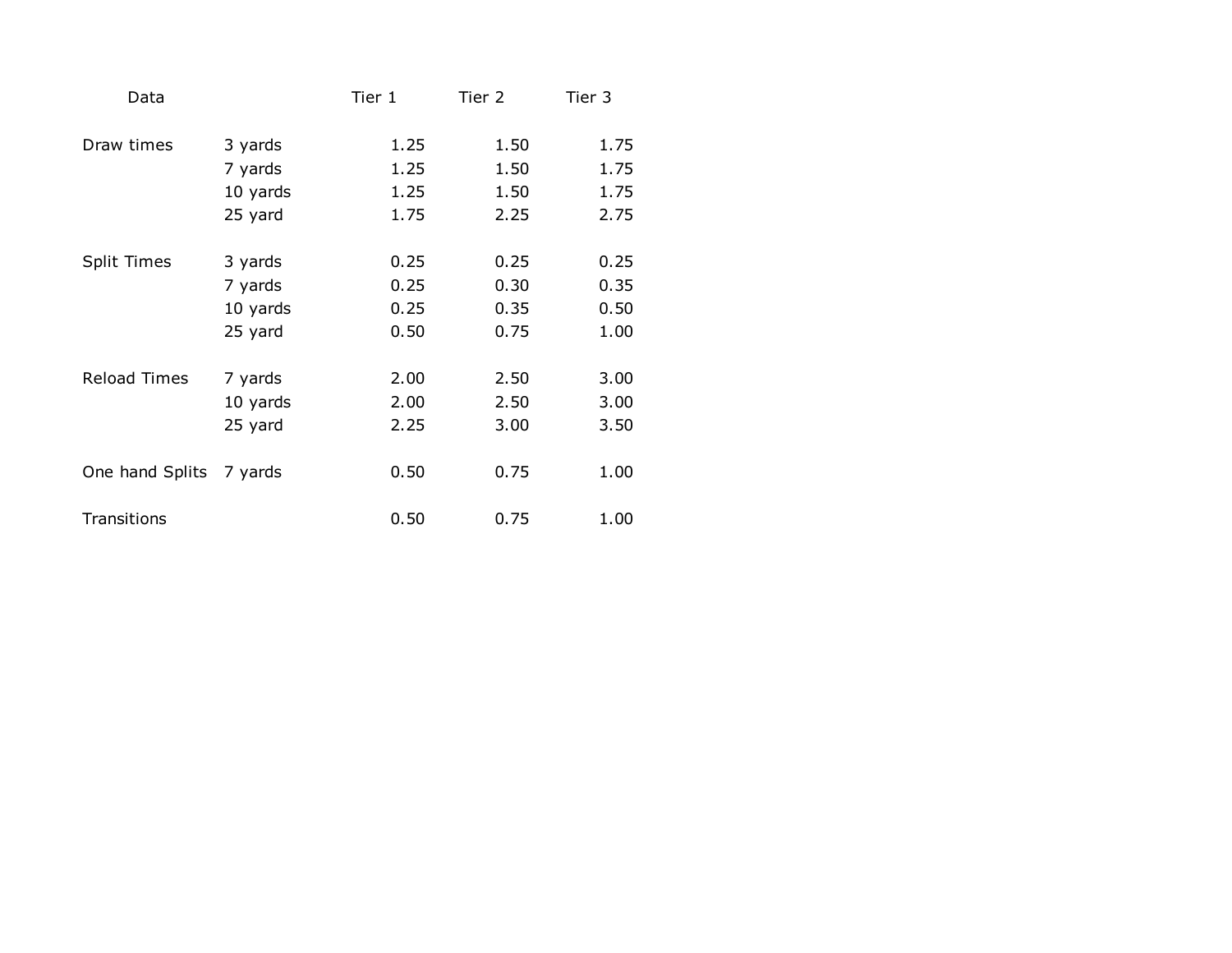| Data | | Tier 1 | Tier 2 | Tier 3 |
|---|---|---|---|---|
| Draw times | 3 yards | 1.25 | 1.50 | 1.75 |
| | 7 yards | 1.25 | 1.50 | 1.75 |
| | 10 yards | 1.25 | 1.50 | 1.75 |
| | 25 yard | 1.75 | 2.25 | 2.75 |
| Split Times | 3 yards | 0.25 | 0.25 | 0.25 |
| | 7 yards | 0.25 | 0.30 | 0.35 |
| | 10 yards | 0.25 | 0.35 | 0.50 |
| | 25 yard | 0.50 | 0.75 | 1.00 |
| Reload Times | 7 yards | 2.00 | 2.50 | 3.00 |
| | 10 yards | 2.00 | 2.50 | 3.00 |
| | 25 yard | 2.25 | 3.00 | 3.50 |
| One hand Splits | 7 yards | 0.50 | 0.75 | 1.00 |
| Transitions | | 0.50 | 0.75 | 1.00 |